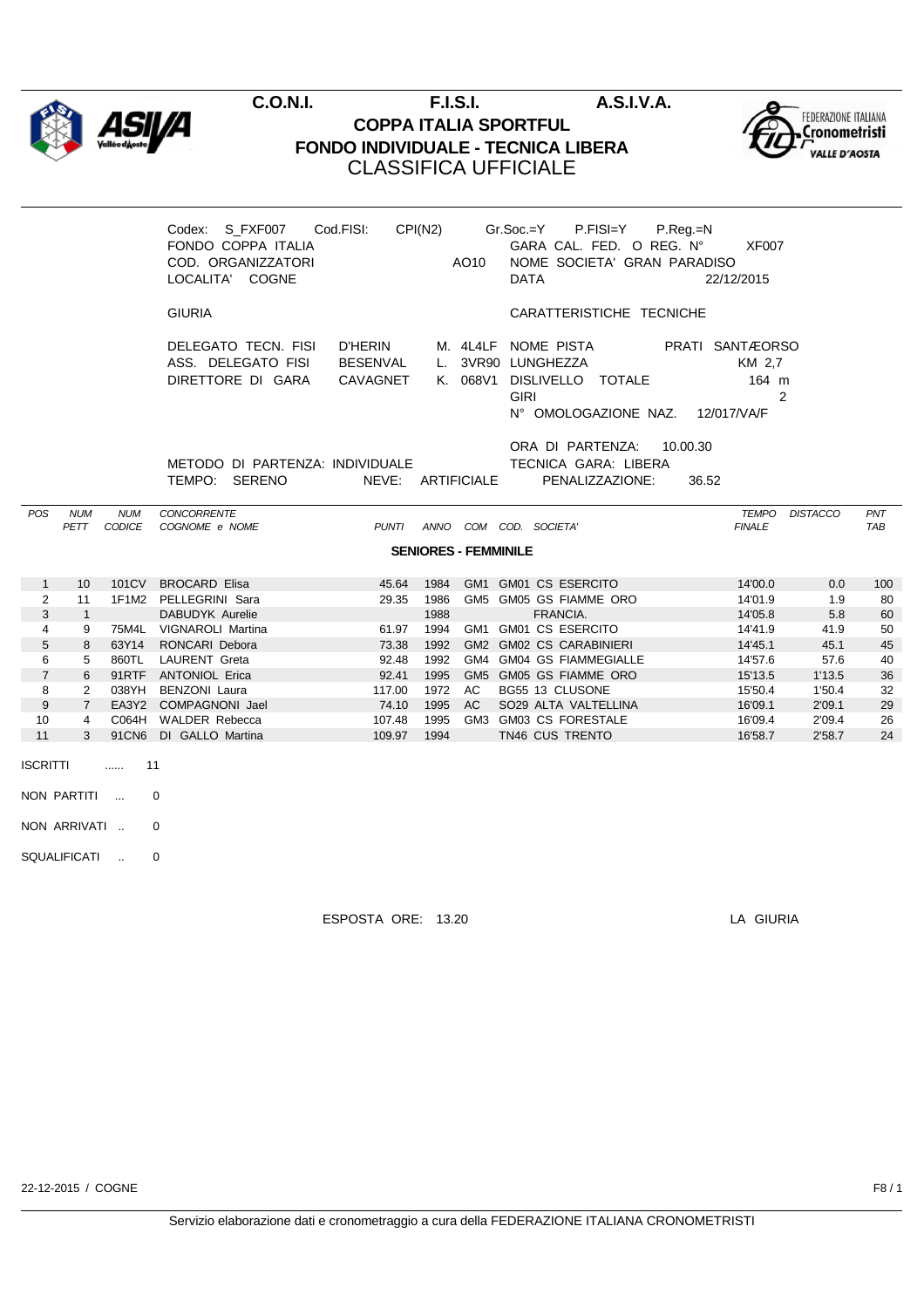**C.O.N.I.** **F.I.S.I.** **A.S.I.V.A.**

# COPPA ITALIA SPORTFUL
## FONDO INDIVIDUALE - TECNICA LIBERA
## CLASSIFICA UFFICIALE

Codex: S_FXF007 Cod.FISI: CPI(N2) Gr.Soc.=Y P.FISI=Y P.Reg.=N
FONDO COPPA ITALIA GARA CAL. FED. O REG. N° XF007
COD. ORGANIZZATORI AO10 NOME SOCIETA' GRAN PARADISO
LOCALITA' COGNE DATA 22/12/2015

GIURIA

DELEGATO TECN. FISI D'HERIN M. 4L4LF
ASS. DELEGATO FISI BESENVAL L. 3VR90
DIRETTORE DI GARA CAVAGNET K. 068V1

CARATTERISTICHE TECNICHE

NOME PISTA PRATI SANTÆORSO
LUNGHEZZA KM 2,7
DISLIVELLO TOTALE 164 m
GIRI 2
N° OMOLOGAZIONE NAZ. 12/017/VA/F

ORA DI PARTENZA: 10.00.30
METODO DI PARTENZA: INDIVIDUALE TECNICA GARA: LIBERA
TEMPO: SERENO NEVE: ARTIFICIALE PENALIZZAZIONE: 36.52

| POS | NUM PETT | NUM CODICE | CONCORRENTE COGNOME e NOME | PUNTI | ANNO | COM | COD. SOCIETA' | TEMPO FINALE | DISTACCO | PNT TAB |
|---|---|---|---|---|---|---|---|---|---|---|
| | | | **SENIORES - FEMMINILE** | | | | | | | |
| 1 | 10 | 101CV | BROCARD Elisa | 45.64 | 1984 | GM1 | GM01 CS ESERCITO | 14'00.0 | 0.0 | 100 |
| 2 | 11 | 1F1M2 | PELLEGRINI Sara | 29.35 | 1986 | GM5 | GM05 GS FIAMME ORO | 14'01.9 | 1.9 | 80 |
| 3 | 1 | | DABUDYK Aurelie | | 1988 | | FRANCIA. | 14'05.8 | 5.8 | 60 |
| 4 | 9 | 75M4L | VIGNAROLI Martina | 61.97 | 1994 | GM1 | GM01 CS ESERCITO | 14'41.9 | 41.9 | 50 |
| 5 | 8 | 63Y14 | RONCARI Debora | 73.38 | 1992 | GM2 | GM02 CS CARABINIERI | 14'45.1 | 45.1 | 45 |
| 6 | 5 | 860TL | LAURENT Greta | 92.48 | 1992 | GM4 | GM04 GS FIAMMEGIALLE | 14'57.6 | 57.6 | 40 |
| 7 | 6 | 91RTF | ANTONIOL Erica | 92.41 | 1995 | GM5 | GM05 GS FIAMME ORO | 15'13.5 | 1'13.5 | 36 |
| 8 | 2 | 038YH | BENZONI Laura | 117.00 | 1972 | AC | BG55 13 CLUSONE | 15'50.4 | 1'50.4 | 32 |
| 9 | 7 | EA3Y2 | COMPAGNONI Jael | 74.10 | 1995 | AC | SO29 ALTA VALTELLINA | 16'09.1 | 2'09.1 | 29 |
| 10 | 4 | C064H | WALDER Rebecca | 107.48 | 1995 | GM3 | GM03 CS FORESTALE | 16'09.4 | 2'09.4 | 26 |
| 11 | 3 | 91CN6 | DI GALLO Martina | 109.97 | 1994 | | TN46 CUS TRENTO | 16'58.7 | 2'58.7 | 24 |

ISCRITTI ...... 11

NON PARTITI ... 0

NON ARRIVATI .. 0

SQUALIFICATI .. 0

ESPOSTA ORE: 13.20 LA GIURIA

22-12-2015 / COGNE F8 / 1

Servizio elaborazione dati e cronometraggio a cura della FEDERAZIONE ITALIANA CRONOMETRISTI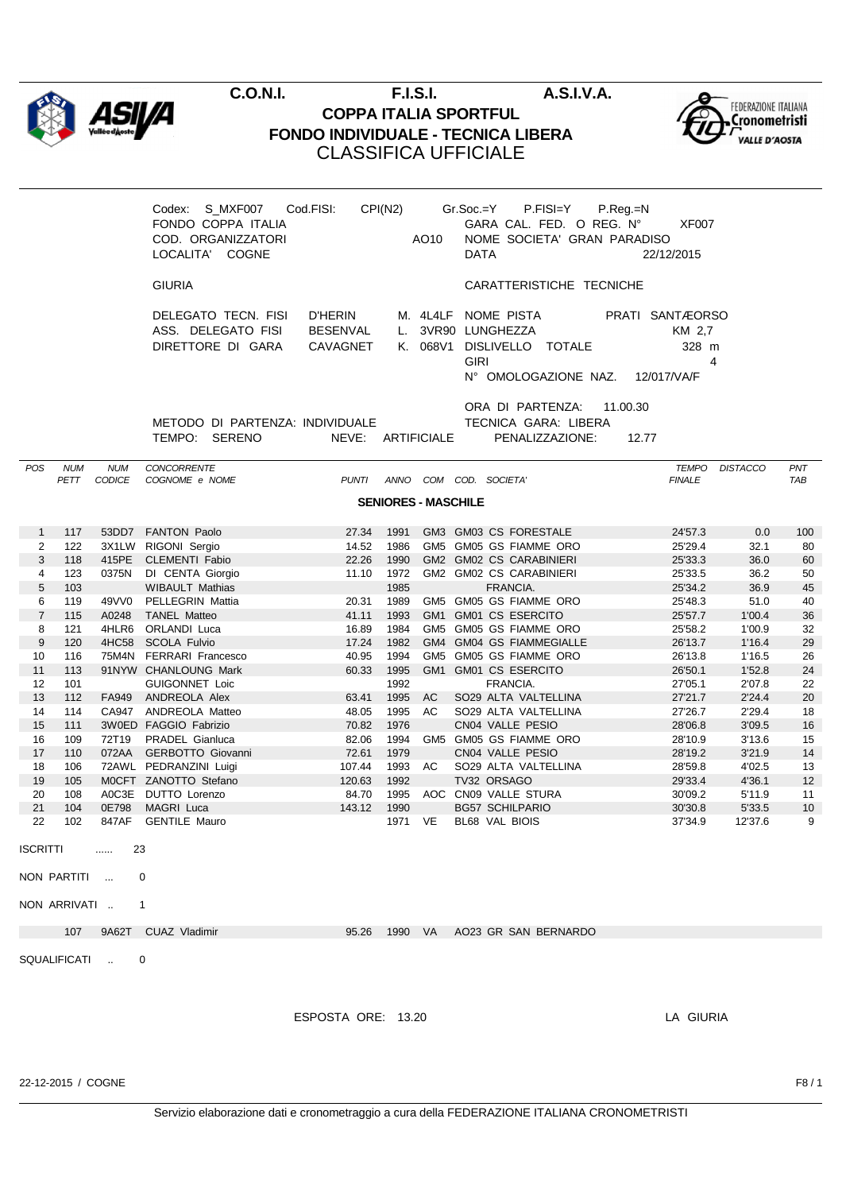**C.O.N.I. F.I.S.I. A.S.I.V.A.**

# COPPA ITALIA SPORTFUL
## FONDO INDIVIDUALE - TECNICA LIBERA
## CLASSIFICA UFFICIALE

Codex: S_MXF007 Cod.FISI: CPI(N2) Gr.Soc.=Y P.FISI=Y P.Reg.=N
FONDO COPPA ITALIA GARA CAL. FED. O REG. N° XF007
COD. ORGANIZZATORI AO10 NOME SOCIETA' GRAN PARADISO
LOCALITA' COGNE DATA 22/12/2015

GIURIA | CARATTERISTICHE TECNICHE

DELEGATO TECN. FISI D'HERIN M. 4L4LF NOME PISTA PRATI SANTÆORSO
ASS. DELEGATO FISI BESENVAL L. 3VR90 LUNGHEZZA KM 2,7
DIRETTORE DI GARA CAVAGNET K. 068V1 DISLIVELLO TOTALE 328 m
GIRI 4
N° OMOLOGAZIONE NAZ. 12/017/VA/F

ORA DI PARTENZA: 11.00.30
METODO DI PARTENZA: INDIVIDUALE TECNICA GARA: LIBERA
TEMPO: SERENO NEVE: ARTIFICIALE PENALIZZAZIONE: 12.77

**SENIORES - MASCHILE**

| POS | NUM PETT | NUM CODICE | CONCORRENTE COGNOME e NOME | PUNTI | ANNO | COM | COD. SOCIETA' | TEMPO FINALE | DISTACCO | PNT TAB |
|---|---|---|---|---|---|---|---|---|---|---|
| 1 | 117 | 53DD7 | FANTON Paolo | 27.34 | 1991 | GM3 | GM03 CS FORESTALE | 24'57.3 | 0.0 | 100 |
| 2 | 122 | 3X1LW | RIGONI Sergio | 14.52 | 1986 | GM5 | GM05 GS FIAMME ORO | 25'29.4 | 32.1 | 80 |
| 3 | 118 | 415PE | CLEMENTI Fabio | 22.26 | 1990 | GM2 | GM02 CS CARABINIERI | 25'33.3 | 36.0 | 60 |
| 4 | 123 | 0375N | DI CENTA Giorgio | 11.10 | 1972 | GM2 | GM02 CS CARABINIERI | 25'33.5 | 36.2 | 50 |
| 5 | 103 | | WIBAULT Mathias | | 1985 | | FRANCIA. | 25'34.2 | 36.9 | 45 |
| 6 | 119 | 49VV0 | PELLEGRIN Mattia | 20.31 | 1989 | GM5 | GM05 GS FIAMME ORO | 25'48.3 | 51.0 | 40 |
| 7 | 115 | A0248 | TANEL Matteo | 41.11 | 1993 | GM1 | GM01 CS ESERCITO | 25'57.7 | 1'00.4 | 36 |
| 8 | 121 | 4HLR6 | ORLANDI Luca | 16.89 | 1984 | GM5 | GM05 GS FIAMME ORO | 25'58.2 | 1'00.9 | 32 |
| 9 | 120 | 4HC58 | SCOLA Fulvio | 17.24 | 1982 | GM4 | GM04 GS FIAMMEGIALLE | 26'13.7 | 1'16.4 | 29 |
| 10 | 116 | 75M4N | FERRARI Francesco | 40.95 | 1994 | GM5 | GM05 GS FIAMME ORO | 26'13.8 | 1'16.5 | 26 |
| 11 | 113 | 91NYW | CHANLOUNG Mark | 60.33 | 1995 | GM1 | GM01 CS ESERCITO | 26'50.1 | 1'52.8 | 24 |
| 12 | 101 | | GUIGONNET Loic | | 1992 | | FRANCIA. | 27'05.1 | 2'07.8 | 22 |
| 13 | 112 | FA949 | ANDREOLA Alex | 63.41 | 1995 | AC | SO29 ALTA VALTELLINA | 27'21.7 | 2'24.4 | 20 |
| 14 | 114 | CA947 | ANDREOLA Matteo | 48.05 | 1995 | AC | SO29 ALTA VALTELLINA | 27'26.7 | 2'29.4 | 18 |
| 15 | 111 | 3W0ED | FAGGIO Fabrizio | 70.82 | 1976 | | CN04 VALLE PESIO | 28'06.8 | 3'09.5 | 16 |
| 16 | 109 | 72T19 | PRADEL Gianluca | 82.06 | 1994 | GM5 | GM05 GS FIAMME ORO | 28'10.9 | 3'13.6 | 15 |
| 17 | 110 | 072AA | GERBOTTO Giovanni | 72.61 | 1979 | | CN04 VALLE PESIO | 28'19.2 | 3'21.9 | 14 |
| 18 | 106 | 72AWL | PEDRANZINI Luigi | 107.44 | 1993 | AC | SO29 ALTA VALTELLINA | 28'59.8 | 4'02.5 | 13 |
| 19 | 105 | M0CFT | ZANOTTO Stefano | 120.63 | 1992 | | TV32 ORSAGO | 29'33.4 | 4'36.1 | 12 |
| 20 | 108 | A0C3E | DUTTO Lorenzo | 84.70 | 1995 | AOC | CN09 VALLE STURA | 30'09.2 | 5'11.9 | 11 |
| 21 | 104 | 0E798 | MAGRI Luca | 143.12 | 1990 | | BG57 SCHILPARIO | 30'30.8 | 5'33.5 | 10 |
| 22 | 102 | 847AF | GENTILE Mauro | | 1971 | VE | BL68 VAL BIOIS | 37'34.9 | 12'37.6 | 9 |

ISCRITTI ...... 23

NON PARTITI ... 0

NON ARRIVATI .. 1

| NUM PETT | NUM CODICE | COGNOME e NOME | PUNTI | ANNO | COM | COD. SOCIETA' |
|---|---|---|---|---|---|---|
| 107 | 9A62T | CUAZ Vladimir | 95.26 | 1990 | VA | AO23 GR SAN BERNARDO |

SQUALIFICATI .. 0

ESPOSTA ORE: 13.20 LA GIURIA

22-12-2015 / COGNE F8 / 1

Servizio elaborazione dati e cronometraggio a cura della FEDERAZIONE ITALIANA CRONOMETRISTI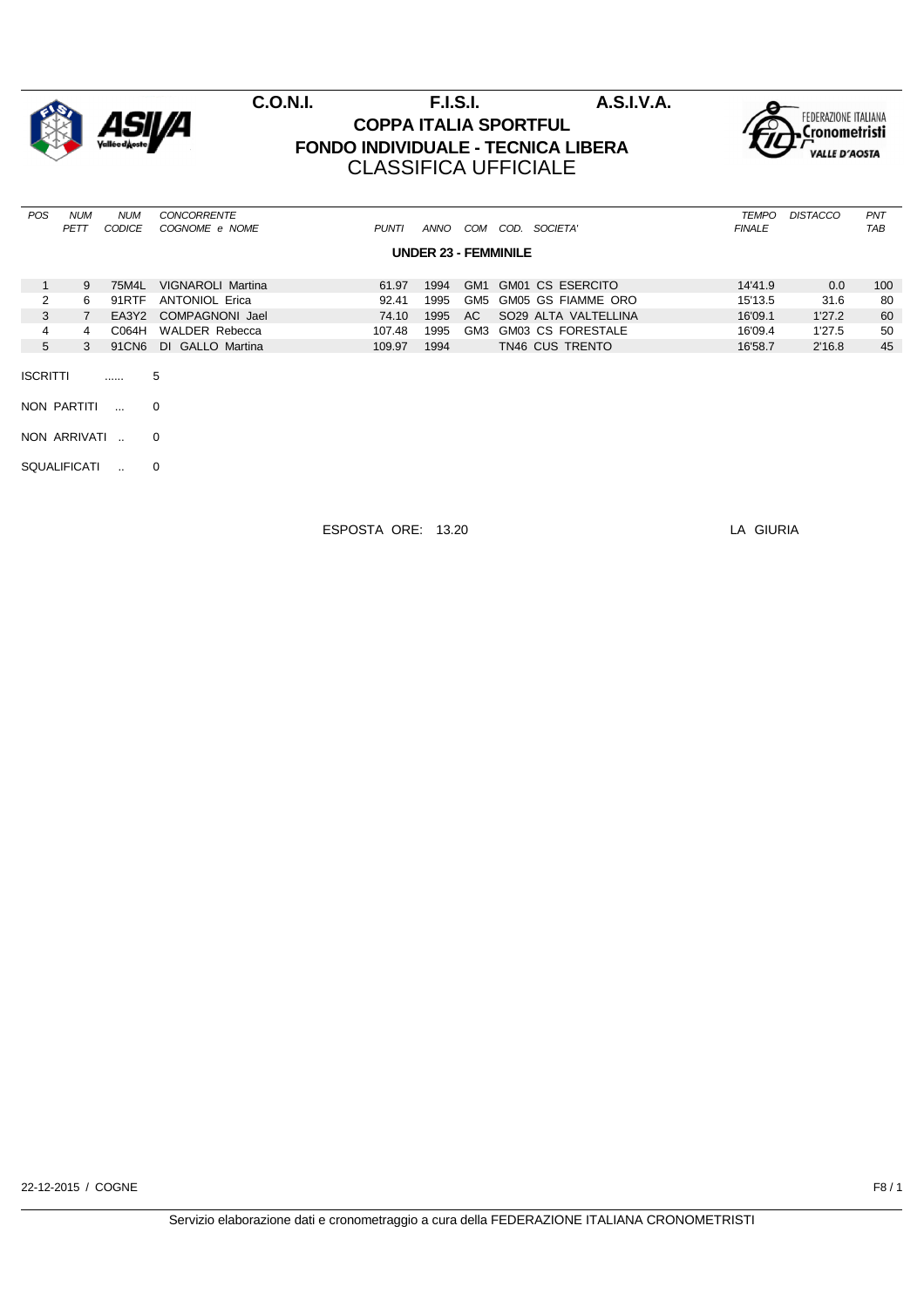C.O.N.I. F.I.S.I. A.S.I.V.A.

# COPPA ITALIA SPORTFUL

## FONDO INDIVIDUALE - TECNICA LIBERA

## CLASSIFICA UFFICIALE

| POS | NUM PETT | NUM CODICE | CONCORRENTE COGNOME e NOME | PUNTI | ANNO | COM | COD. SOCIETA' | TEMPO FINALE | DISTACCO | PNT TAB |
|---|---|---|---|---|---|---|---|---|---|---|
| | | | **UNDER 23 - FEMMINILE** | | | | | | | |
| 1 | 9 | 75M4L | VIGNAROLI Martina | 61.97 | 1994 | GM1 | GM01 CS ESERCITO | 14'41.9 | 0.0 | 100 |
| 2 | 6 | 91RTF | ANTONIOL Erica | 92.41 | 1995 | GM5 | GM05 GS FIAMME ORO | 15'13.5 | 31.6 | 80 |
| 3 | 7 | EA3Y2 | COMPAGNONI Jael | 74.10 | 1995 | AC | SO29 ALTA VALTELLINA | 16'09.1 | 1'27.2 | 60 |
| 4 | 4 | C064H | WALDER Rebecca | 107.48 | 1995 | GM3 | GM03 CS FORESTALE | 16'09.4 | 1'27.5 | 50 |
| 5 | 3 | 91CN6 | DI GALLO Martina | 109.97 | 1994 | | TN46 CUS TRENTO | 16'58.7 | 2'16.8 | 45 |

ISCRITTI ...... 5

NON PARTITI ... 0

NON ARRIVATI .. 0

SQUALIFICATI .. 0

ESPOSTA ORE: 13.20 LA GIURIA

22-12-2015 / COGNE

Servizio elaborazione dati e cronometraggio a cura della FEDERAZIONE ITALIANA CRONOMETRISTI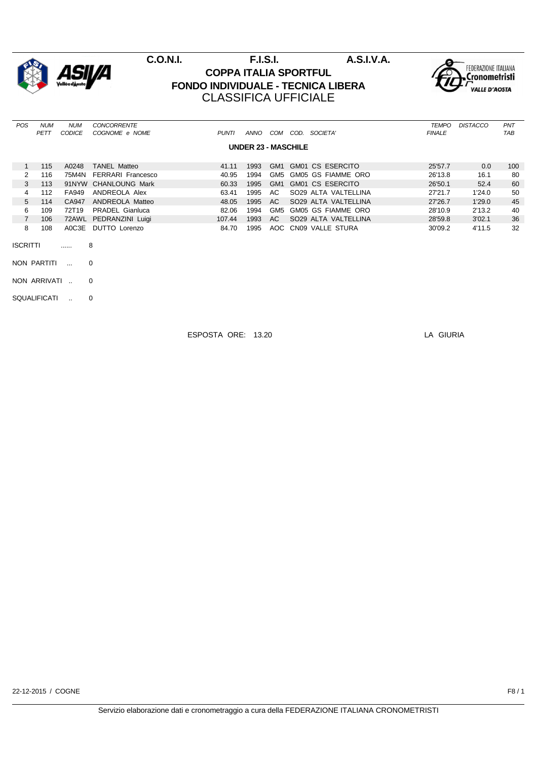C.O.N.I. F.I.S.I. A.S.I.V.A.

# COPPA ITALIA SPORTFUL

## FONDO INDIVIDUALE - TECNICA LIBERA

## CLASSIFICA UFFICIALE

### UNDER 23 - MASCHILE

| POS | NUM PETT | NUM CODICE | CONCORRENTE COGNOME e NOME | PUNTI | ANNO | COM | COD. SOCIETA' | TEMPO FINALE | DISTACCO | PNT TAB |
|---|---|---|---|---|---|---|---|---|---|---|
| 1 | 115 | A0248 | TANEL Matteo | 41.11 | 1993 | GM1 | GM01 CS ESERCITO | 25'57.7 | 0.0 | 100 |
| 2 | 116 | 75M4N | FERRARI Francesco | 40.95 | 1994 | GM5 | GM05 GS FIAMME ORO | 26'13.8 | 16.1 | 80 |
| 3 | 113 | 91NYW | CHANLOUNG Mark | 60.33 | 1995 | GM1 | GM01 CS ESERCITO | 26'50.1 | 52.4 | 60 |
| 4 | 112 | FA949 | ANDREOLA Alex | 63.41 | 1995 | AC | SO29 ALTA VALTELLINA | 27'21.7 | 1'24.0 | 50 |
| 5 | 114 | CA947 | ANDREOLA Matteo | 48.05 | 1995 | AC | SO29 ALTA VALTELLINA | 27'26.7 | 1'29.0 | 45 |
| 6 | 109 | 72T19 | PRADEL Gianluca | 82.06 | 1994 | GM5 | GM05 GS FIAMME ORO | 28'10.9 | 2'13.2 | 40 |
| 7 | 106 | 72AWL | PEDRANZINI Luigi | 107.44 | 1993 | AC | SO29 ALTA VALTELLINA | 28'59.8 | 3'02.1 | 36 |
| 8 | 108 | A0C3E | DUTTO Lorenzo | 84.70 | 1995 | AOC | CN09 VALLE STURA | 30'09.2 | 4'11.5 | 32 |

ISCRITTI ...... 8

NON PARTITI ... 0

NON ARRIVATI .. 0

SQUALIFICATI .. 0

ESPOSTA ORE: 13.20 LA GIURIA

22-12-2015 / COGNE F8 / 1

Servizio elaborazione dati e cronometraggio a cura della FEDERAZIONE ITALIANA CRONOMETRISTI